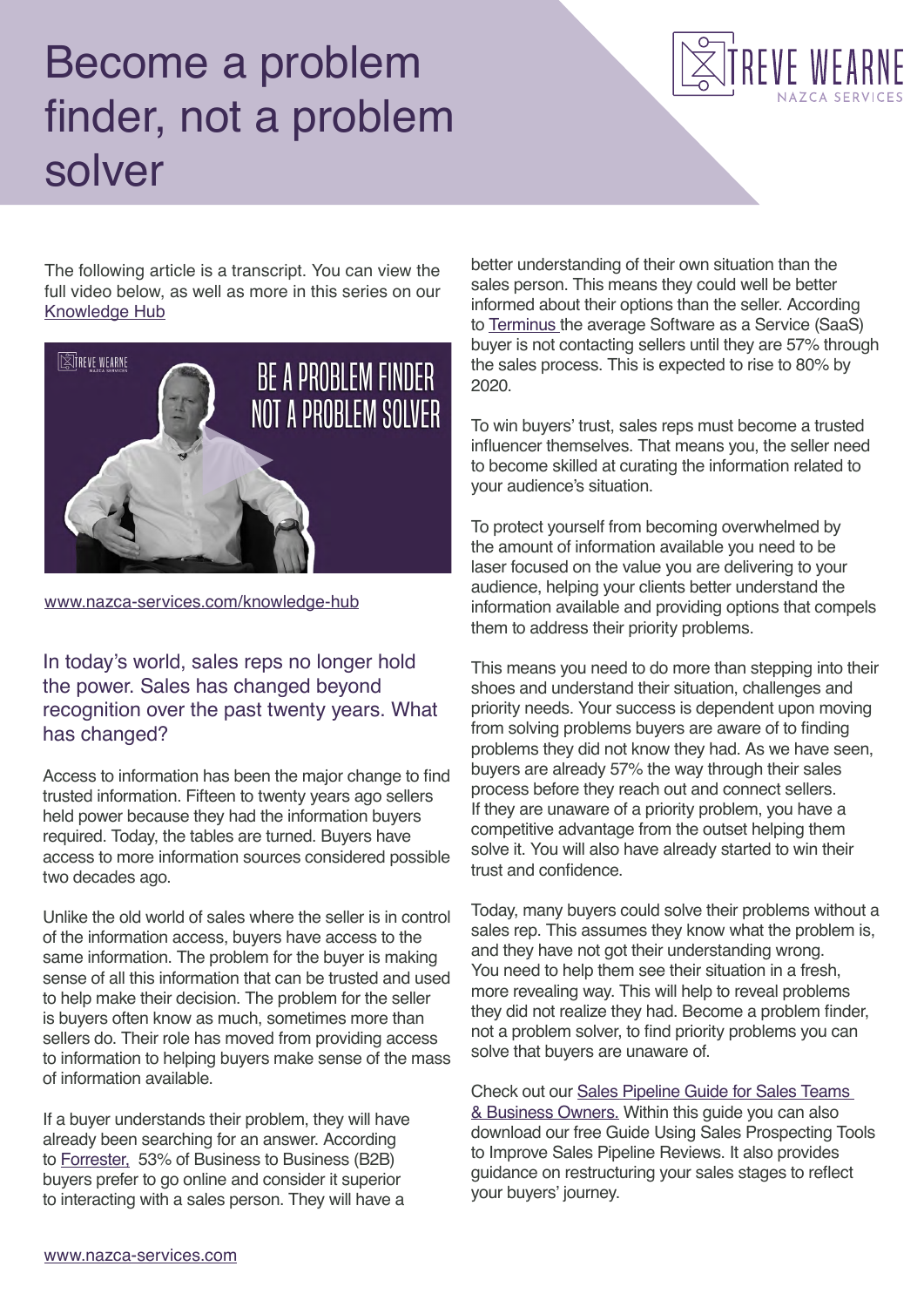# Become a problem finder, not a problem solver

The following article is a transcript. You can view the full video below, as well as more in this series on our Knowledge Hub

www.nazca-services.com/knowledge-hub

## In today's world, sales reps no longer hold the power. Sales has changed beyond recognition over the past twenty years. What has changed?

Access to information has been the major change to find trusted information. Fifteen to twenty years ago sellers held power because they had the information buyers required. Today, the tables are turned. Buyers have access to more information sources considered possible two decades ago.

Unlike the old world of sales where the seller is in control of the information access, buyers have access to the same information. The problem for the buyer is making sense of all this information that can be trusted and used to help make their decision. The problem for the seller is buyers often know as much, sometimes more than sellers do. Their role has moved from providing access to information to helping buyers make sense of the mass of information available.

If a buyer understands their problem, they will have already been searching for an answer. According to Forrester, 53% of Business to Business (B2B) buyers prefer to go online and consider it superior to interacting with a sales person. They will have a better understanding of their own situation than the sales person. This means they could well be better informed about their options than the seller. According to Terminus the average Software as a Service (SaaS) buyer is not contacting sellers until they are 57% through the sales process. This is expected to rise to 80% by 2020.

To win buyers' trust, sales reps must become a trusted influencer themselves. That means you, the seller need to become skilled at curating the information related to your audience's situation.

To protect yourself from becoming overwhelmed by the amount of information available you need to be laser focused on the value you are delivering to your audience, helping your clients better understand the information available and providing options that compels them to address their priority problems.

This means you need to do more than stepping into their shoes and understand their situation, challenges and priority needs. Your success is dependent upon moving from solving problems buyers are aware of to finding problems they did not know they had. As we have seen, buyers are already 57% the way through their sales process before they reach out and connect sellers. If they are unaware of a priority problem, you have a competitive advantage from the outset helping them solve it. You will also have already started to win their trust and confidence.

Today, many buyers could solve their problems without a sales rep. This assumes they know what the problem is, and they have not got their understanding wrong. You need to help them see their situation in a fresh, more revealing way. This will help to reveal problems they did not realize they had. Become a problem finder, not a problem solver, to find priority problems you can solve that buyers are unaware of.

Check out our Sales Pipeline Guide for Sales Teams & Business Owners. Within this guide you can also download our free Guide Using Sales Prospecting Tools to Improve Sales Pipeline Reviews. It also provides guidance on restructuring your sales stages to reflect your buyers' journey.

www.nazca-services.com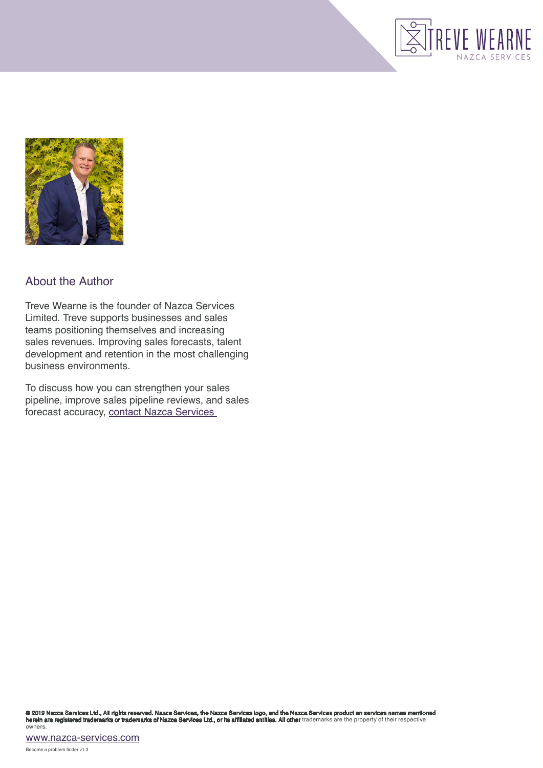## About the Author

Treve Wearne is the founder of Nazca Services Limited. Treve supports businesses and sales teams positioning themselves and increasing sales revenues. Improving sales forecasts, talent development and retention in the most challenging business environments.

To discuss how you can strengthen your sales pipeline, improve sales pipeline reviews, and sales forecast accuracy, contact Nazca Services

© 2019 Nazca Services Ltd., All rights reserved. Nazca Services, the Nazca Services logo, and the Nazca Services product an services names mentioned herein are registered trademarks or trademarks of Nazca Services Ltd., or its affiliated entities. All other trademarks are the property of their respective owners.

www.nazca-services.com

Become a problem finder v1.3